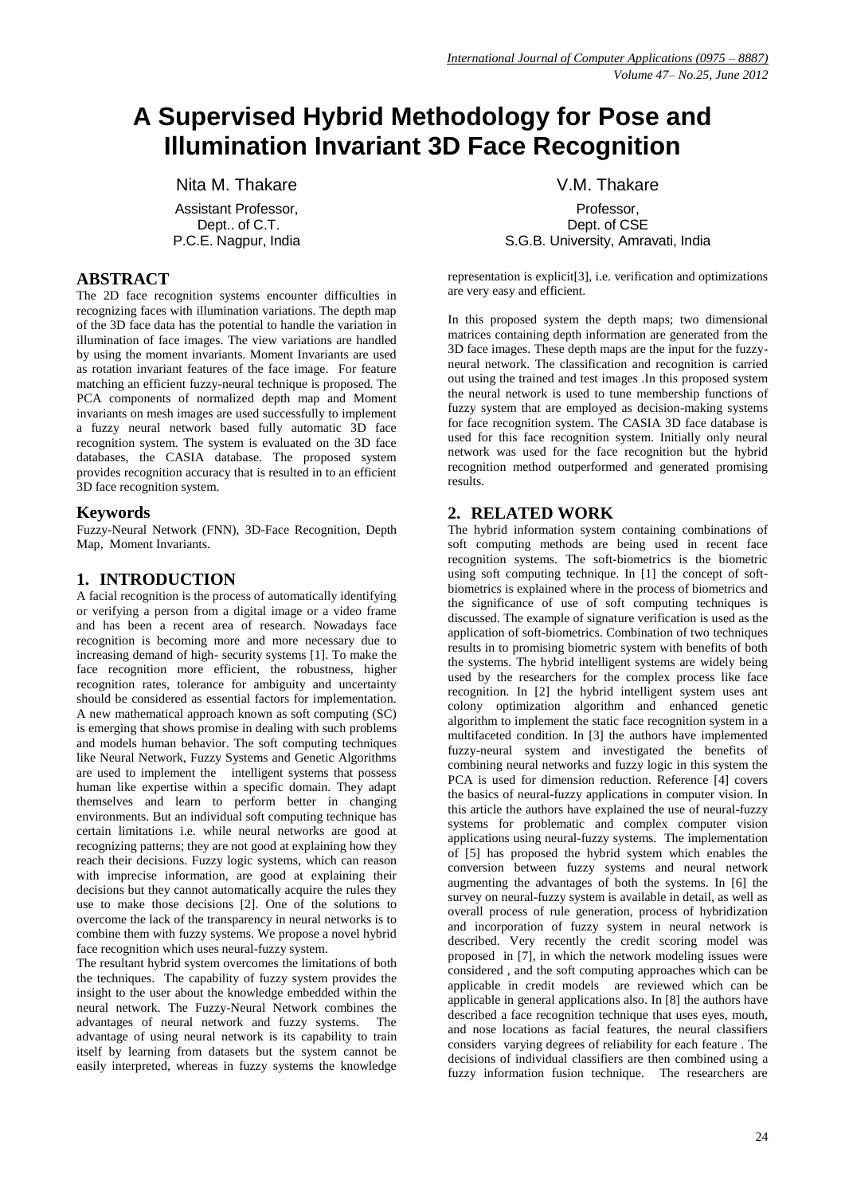# A Supervised Hybrid Methodology for Pose and Illumination Invariant 3D Face Recognition

Nita M. Thakare
Assistant Professor,
Dept.. of C.T.
P.C.E. Nagpur, India

V.M. Thakare
Professor,
Dept. of CSE
S.G.B. University, Amravati, India

## ABSTRACT

The 2D face recognition systems encounter difficulties in recognizing faces with illumination variations. The depth map of the 3D face data has the potential to handle the variation in illumination of face images. The view variations are handled by using the moment invariants. Moment Invariants are used as rotation invariant features of the face image. For feature matching an efficient fuzzy-neural technique is proposed. The PCA components of normalized depth map and Moment invariants on mesh images are used successfully to implement a fuzzy neural network based fully automatic 3D face recognition system. The system is evaluated on the 3D face databases, the CASIA database. The proposed system provides recognition accuracy that is resulted in to an efficient 3D face recognition system.

## Keywords

Fuzzy-Neural Network (FNN), 3D-Face Recognition, Depth Map, Moment Invariants.

## 1. INTRODUCTION

A facial recognition is the process of automatically identifying or verifying a person from a digital image or a video frame and has been a recent area of research. Nowadays face recognition is becoming more and more necessary due to increasing demand of high- security systems [1]. To make the face recognition more efficient, the robustness, higher recognition rates, tolerance for ambiguity and uncertainty should be considered as essential factors for implementation. A new mathematical approach known as soft computing (SC) is emerging that shows promise in dealing with such problems and models human behavior. The soft computing techniques like Neural Network, Fuzzy Systems and Genetic Algorithms are used to implement the intelligent systems that possess human like expertise within a specific domain. They adapt themselves and learn to perform better in changing environments. But an individual soft computing technique has certain limitations i.e. while neural networks are good at recognizing patterns; they are not good at explaining how they reach their decisions. Fuzzy logic systems, which can reason with imprecise information, are good at explaining their decisions but they cannot automatically acquire the rules they use to make those decisions [2]. One of the solutions to overcome the lack of the transparency in neural networks is to combine them with fuzzy systems. We propose a novel hybrid face recognition which uses neural-fuzzy system.

The resultant hybrid system overcomes the limitations of both the techniques. The capability of fuzzy system provides the insight to the user about the knowledge embedded within the neural network. The Fuzzy-Neural Network combines the advantages of neural network and fuzzy systems. The advantage of using neural network is its capability to train itself by learning from datasets but the system cannot be easily interpreted, whereas in fuzzy systems the knowledge representation is explicit[3], i.e. verification and optimizations are very easy and efficient.

In this proposed system the depth maps; two dimensional matrices containing depth information are generated from the 3D face images. These depth maps are the input for the fuzzy-neural network. The classification and recognition is carried out using the trained and test images .In this proposed system the neural network is used to tune membership functions of fuzzy system that are employed as decision-making systems for face recognition system. The CASIA 3D face database is used for this face recognition system. Initially only neural network was used for the face recognition but the hybrid recognition method outperformed and generated promising results.

## 2. RELATED WORK

The hybrid information system containing combinations of soft computing methods are being used in recent face recognition systems. The soft-biometrics is the biometric using soft computing technique. In [1] the concept of soft-biometrics is explained where in the process of biometrics and the significance of use of soft computing techniques is discussed. The example of signature verification is used as the application of soft-biometrics. Combination of two techniques results in to promising biometric system with benefits of both the systems. The hybrid intelligent systems are widely being used by the researchers for the complex process like face recognition. In [2] the hybrid intelligent system uses ant colony optimization algorithm and enhanced genetic algorithm to implement the static face recognition system in a multifaceted condition. In [3] the authors have implemented fuzzy-neural system and investigated the benefits of combining neural networks and fuzzy logic in this system the PCA is used for dimension reduction. Reference [4] covers the basics of neural-fuzzy applications in computer vision. In this article the authors have explained the use of neural-fuzzy systems for problematic and complex computer vision applications using neural-fuzzy systems. The implementation of [5] has proposed the hybrid system which enables the conversion between fuzzy systems and neural network augmenting the advantages of both the systems. In [6] the survey on neural-fuzzy system is available in detail, as well as overall process of rule generation, process of hybridization and incorporation of fuzzy system in neural network is described. Very recently the credit scoring model was proposed in [7], in which the network modeling issues were considered , and the soft computing approaches which can be applicable in credit models are reviewed which can be applicable in general applications also. In [8] the authors have described a face recognition technique that uses eyes, mouth, and nose locations as facial features, the neural classifiers considers varying degrees of reliability for each feature . The decisions of individual classifiers are then combined using a fuzzy information fusion technique. The researchers are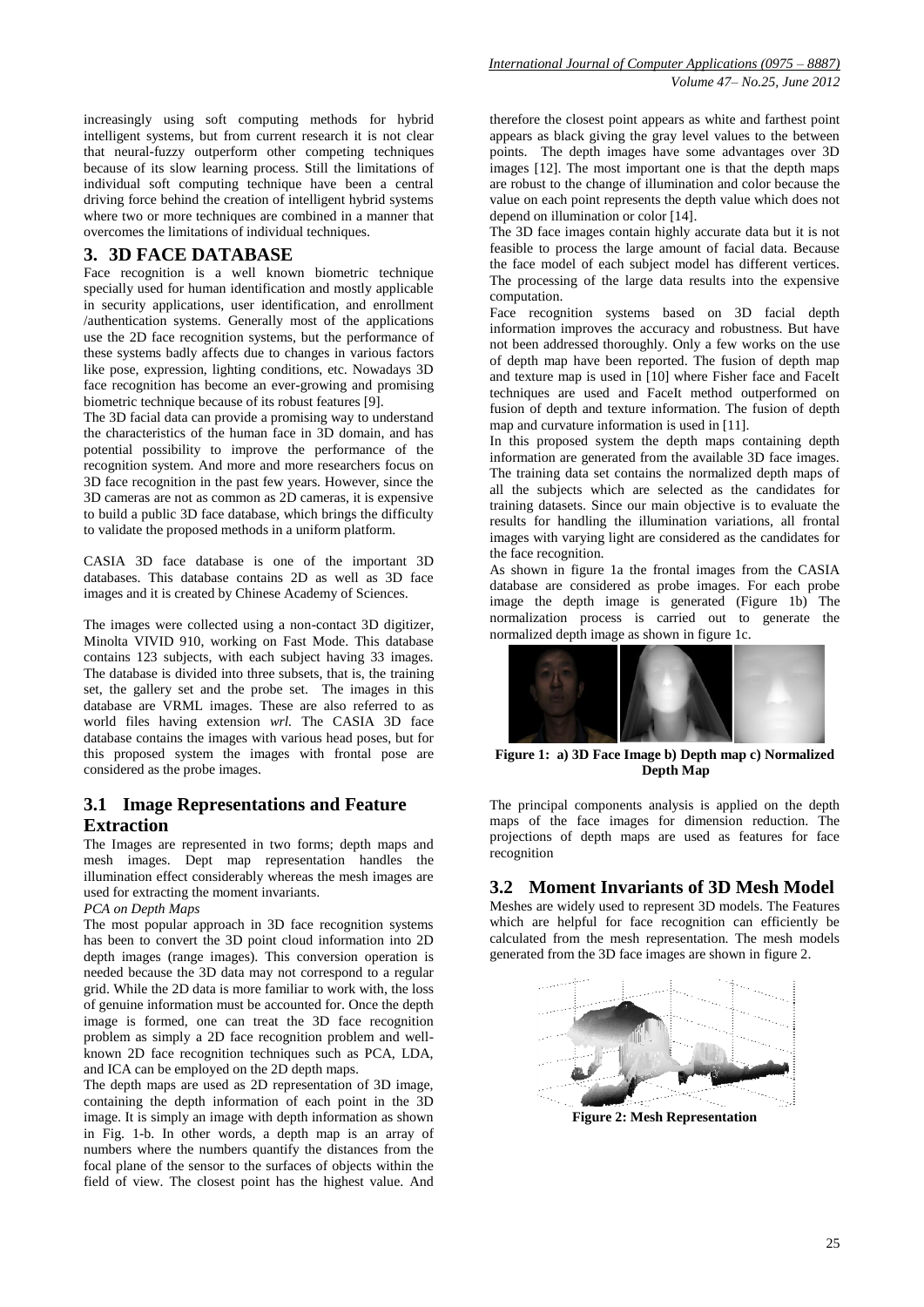increasingly using soft computing methods for hybrid intelligent systems, but from current research it is not clear that neural-fuzzy outperform other competing techniques because of its slow learning process. Still the limitations of individual soft computing technique have been a central driving force behind the creation of intelligent hybrid systems where two or more techniques are combined in a manner that overcomes the limitations of individual techniques.

## 3. 3D FACE DATABASE

Face recognition is a well known biometric technique specially used for human identification and mostly applicable in security applications, user identification, and enrollment /authentication systems. Generally most of the applications use the 2D face recognition systems, but the performance of these systems badly affects due to changes in various factors like pose, expression, lighting conditions, etc. Nowadays 3D face recognition has become an ever-growing and promising biometric technique because of its robust features [9].

The 3D facial data can provide a promising way to understand the characteristics of the human face in 3D domain, and has potential possibility to improve the performance of the recognition system. And more and more researchers focus on 3D face recognition in the past few years. However, since the 3D cameras are not as common as 2D cameras, it is expensive to build a public 3D face database, which brings the difficulty to validate the proposed methods in a uniform platform.

CASIA 3D face database is one of the important 3D databases. This database contains 2D as well as 3D face images and it is created by Chinese Academy of Sciences.

The images were collected using a non-contact 3D digitizer, Minolta VIVID 910, working on Fast Mode. This database contains 123 subjects, with each subject having 33 images. The database is divided into three subsets, that is, the training set, the gallery set and the probe set. The images in this database are VRML images. These are also referred to as world files having extension *wrl*. The CASIA 3D face database contains the images with various head poses, but for this proposed system the images with frontal pose are considered as the probe images.

### 3.1 Image Representations and Feature Extraction

The Images are represented in two forms; depth maps and mesh images. Dept map representation handles the illumination effect considerably whereas the mesh images are used for extracting the moment invariants.

*PCA on Depth Maps*

The most popular approach in 3D face recognition systems has been to convert the 3D point cloud information into 2D depth images (range images). This conversion operation is needed because the 3D data may not correspond to a regular grid. While the 2D data is more familiar to work with, the loss of genuine information must be accounted for. Once the depth image is formed, one can treat the 3D face recognition problem as simply a 2D face recognition problem and well-known 2D face recognition techniques such as PCA, LDA, and ICA can be employed on the 2D depth maps.

The depth maps are used as 2D representation of 3D image, containing the depth information of each point in the 3D image. It is simply an image with depth information as shown in Fig. 1-b. In other words, a depth map is an array of numbers where the numbers quantify the distances from the focal plane of the sensor to the surfaces of objects within the field of view. The closest point has the highest value. And therefore the closest point appears as white and farthest point appears as black giving the gray level values to the between points. The depth images have some advantages over 3D images [12]. The most important one is that the depth maps are robust to the change of illumination and color because the value on each point represents the depth value which does not depend on illumination or color [14].

The 3D face images contain highly accurate data but it is not feasible to process the large amount of facial data. Because the face model of each subject model has different vertices. The processing of the large data results into the expensive computation.

Face recognition systems based on 3D facial depth information improves the accuracy and robustness. But have not been addressed thoroughly. Only a few works on the use of depth map have been reported. The fusion of depth map and texture map is used in [10] where Fisher face and FaceIt techniques are used and FaceIt method outperformed on fusion of depth and texture information. The fusion of depth map and curvature information is used in [11].

In this proposed system the depth maps containing depth information are generated from the available 3D face images. The training data set contains the normalized depth maps of all the subjects which are selected as the candidates for training datasets. Since our main objective is to evaluate the results for handling the illumination variations, all frontal images with varying light are considered as the candidates for the face recognition.

As shown in figure 1a the frontal images from the CASIA database are considered as probe images. For each probe image the depth image is generated (Figure 1b) The normalization process is carried out to generate the normalized depth image as shown in figure 1c.

**Figure 1: a) 3D Face Image b) Depth map c) Normalized Depth Map**

The principal components analysis is applied on the depth maps of the face images for dimension reduction. The projections of depth maps are used as features for face recognition

### 3.2 Moment Invariants of 3D Mesh Model

Meshes are widely used to represent 3D models. The Features which are helpful for face recognition can efficiently be calculated from the mesh representation. The mesh models generated from the 3D face images are shown in figure 2.

**Figure 2: Mesh Representation**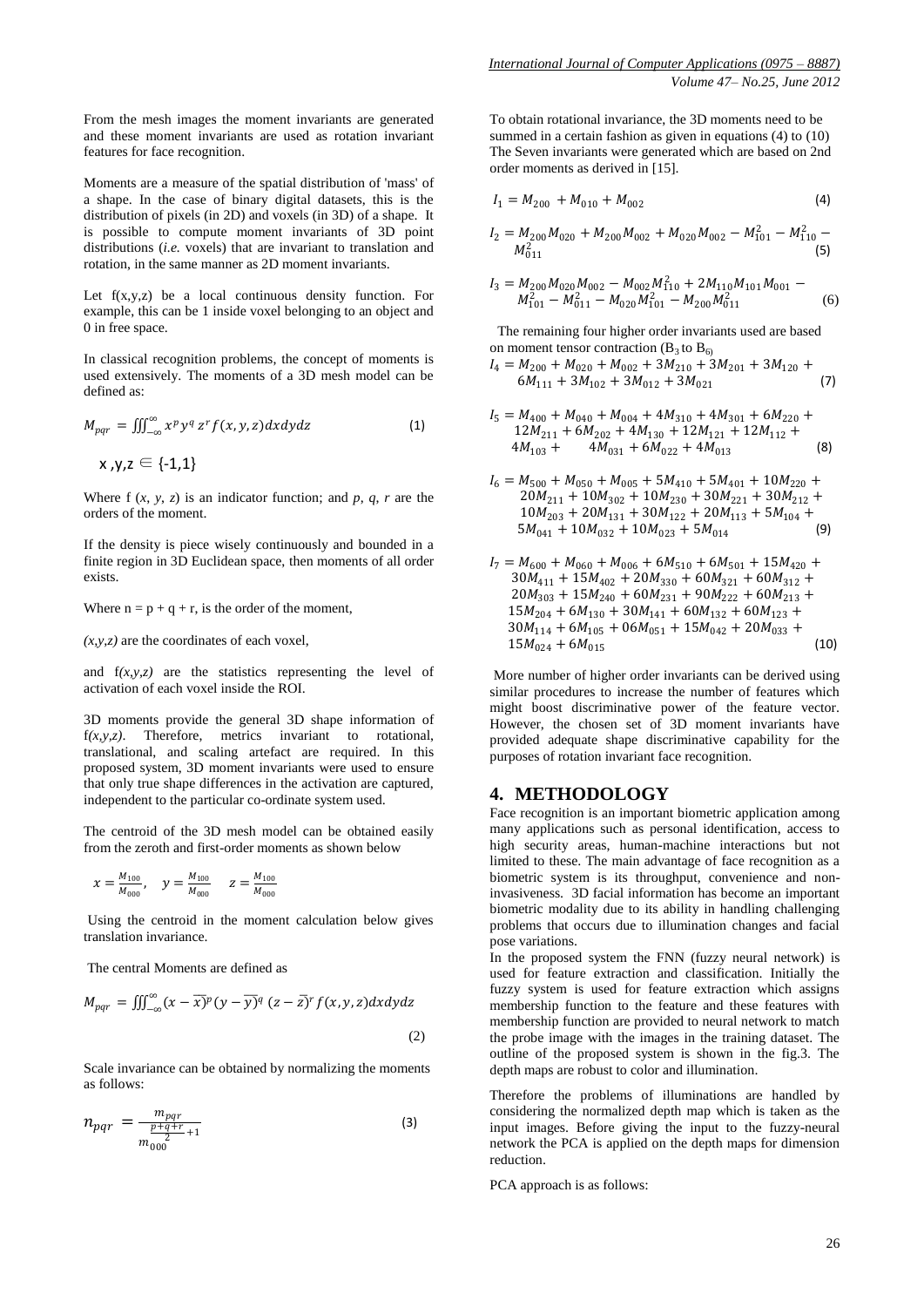From the mesh images the moment invariants are generated and these moment invariants are used as rotation invariant features for face recognition.

Moments are a measure of the spatial distribution of 'mass' of a shape. In the case of binary digital datasets, this is the distribution of pixels (in 2D) and voxels (in 3D) of a shape. It is possible to compute moment invariants of 3D point distributions (*i.e.* voxels) that are invariant to translation and rotation, in the same manner as 2D moment invariants.

Let f(x,y,z) be a local continuous density function. For example, this can be 1 inside voxel belonging to an object and 0 in free space.

In classical recognition problems, the concept of moments is used extensively. The moments of a 3D mesh model can be defined as:

$$M_{pqr} = \iiint_{-\infty}^{\infty} x^p y^q z^r f(x,y,z)dxdydz \tag{1}$$

$$x, y, z \in \{-1,1\}$$

Where f (*x*, *y*, *z*) is an indicator function; and *p*, *q*, *r* are the orders of the moment.

If the density is piece wisely continuously and bounded in a finite region in 3D Euclidean space, then moments of all order exists.

Where n = p + q + r, is the order of the moment,

*(x,y,z)* are the coordinates of each voxel,

and f*(x,y,z)* are the statistics representing the level of activation of each voxel inside the ROI.

3D moments provide the general 3D shape information of f*(x,y,z)*. Therefore, metrics invariant to rotational, translational, and scaling artefact are required. In this proposed system, 3D moment invariants were used to ensure that only true shape differences in the activation are captured, independent to the particular co-ordinate system used.

The centroid of the 3D mesh model can be obtained easily from the zeroth and first-order moments as shown below

$$x = \frac{M_{100}}{M_{000}}, \quad y = \frac{M_{100}}{M_{000}} \quad z = \frac{M_{100}}{M_{000}}$$

Using the centroid in the moment calculation below gives translation invariance.

The central Moments are defined as

$$M_{pqr} = \iiint_{-\infty}^{\infty} (x-\bar{x})^p (y-\bar{y})^q (z-\bar{z})^r f(x,y,z)dxdydz \tag{2}$$

Scale invariance can be obtained by normalizing the moments as follows:

$$n_{pqr} = \frac{m_{pqr}}{m_{000}^{\frac{p+q+r}{2}+1}} \tag{3}$$

To obtain rotational invariance, the 3D moments need to be summed in a certain fashion as given in equations (4) to (10) The Seven invariants were generated which are based on 2nd order moments as derived in [15].

$$I_1 = M_{200} + M_{010} + M_{002} \tag{4}$$

$$I_2 = M_{200}M_{020} + M_{200}M_{002} + M_{020}M_{002} - M_{101}^2 - M_{110}^2 - M_{011}^2 \tag{5}$$

$$I_3 = M_{200}M_{020}M_{002} - M_{002}M_{110}^2 + 2M_{110}M_{101}M_{001} - M_{101}^2 - M_{011}^2 - M_{020}M_{101}^2 - M_{200}M_{011}^2 \tag{6}$$

The remaining four higher order invariants used are based on moment tensor contraction ($B_3$ to $B_6$)

$$I_4 = M_{200} + M_{020} + M_{002} + 3M_{210} + 3M_{201} + 3M_{120} + 6M_{111} + 3M_{102} + 3M_{012} + 3M_{021} \tag{7}$$

$$I_5 = M_{400} + M_{040} + M_{004} + 4M_{310} + 4M_{301} + 6M_{220} + 12M_{211} + 6M_{202} + 4M_{130} + 12M_{121} + 12M_{112} + 4M_{103} + 4M_{031} + 6M_{022} + 4M_{013} \tag{8}$$

$$I_6 = M_{500} + M_{050} + M_{005} + 5M_{410} + 5M_{401} + 10M_{220} + 20M_{211} + 10M_{302} + 10M_{230} + 30M_{221} + 30M_{212} + 10M_{203} + 20M_{131} + 30M_{122} + 20M_{113} + 5M_{104} + 5M_{041} + 10M_{032} + 10M_{023} + 5M_{014} \tag{9}$$

$$I_7 = M_{600} + M_{060} + M_{006} + 6M_{510} + 6M_{501} + 15M_{420} + 30M_{411} + 15M_{402} + 20M_{330} + 60M_{321} + 60M_{312} + 20M_{303} + 15M_{240} + 60M_{231} + 90M_{222} + 60M_{213} + 15M_{204} + 6M_{130} + 30M_{141} + 60M_{132} + 60M_{123} + 30M_{114} + 6M_{105} + 06M_{051} + 15M_{042} + 20M_{033} + 15M_{024} + 6M_{015} \tag{10}$$

More number of higher order invariants can be derived using similar procedures to increase the number of features which might boost discriminative power of the feature vector. However, the chosen set of 3D moment invariants have provided adequate shape discriminative capability for the purposes of rotation invariant face recognition.

## 4. METHODOLOGY

Face recognition is an important biometric application among many applications such as personal identification, access to high security areas, human-machine interactions but not limited to these. The main advantage of face recognition as a biometric system is its throughput, convenience and non-invasiveness. 3D facial information has become an important biometric modality due to its ability in handling challenging problems that occurs due to illumination changes and facial pose variations.

In the proposed system the FNN (fuzzy neural network) is used for feature extraction and classification. Initially the fuzzy system is used for feature extraction which assigns membership function to the feature and these features with membership function are provided to neural network to match the probe image with the images in the training dataset. The outline of the proposed system is shown in the fig.3. The depth maps are robust to color and illumination.

Therefore the problems of illuminations are handled by considering the normalized depth map which is taken as the input images. Before giving the input to the fuzzy-neural network the PCA is applied on the depth maps for dimension reduction.

PCA approach is as follows: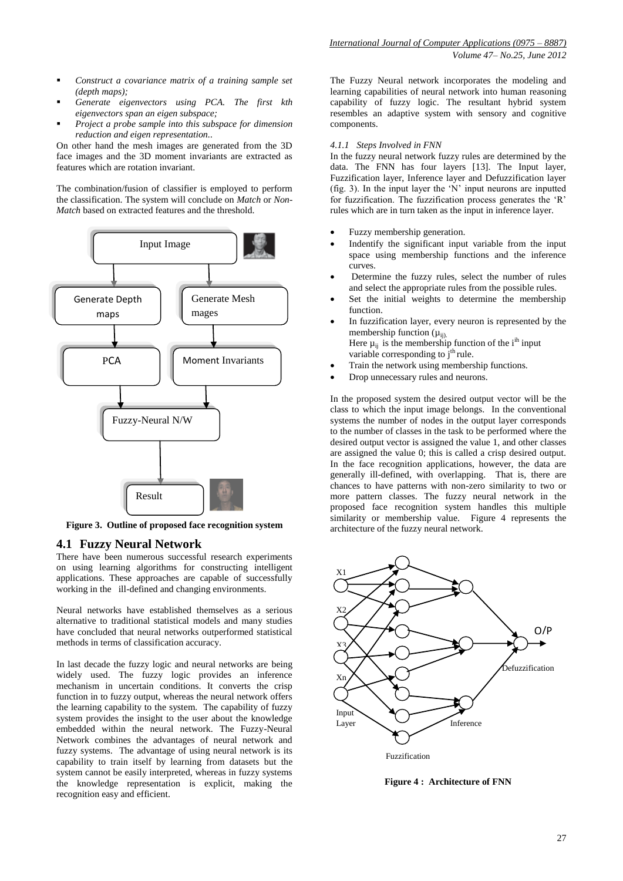- *Construct a covariance matrix of a training sample set (depth maps);*
- *Generate eigenvectors using PCA. The first kth eigenvectors span an eigen subspace;*
- *Project a probe sample into this subspace for dimension reduction and eigen representation..*

On other hand the mesh images are generated from the 3D face images and the 3D moment invariants are extracted as features which are rotation invariant.

The combination/fusion of classifier is employed to perform the classification. The system will conclude on *Match* or *Non-Match* based on extracted features and the threshold.

**Figure 3. Outline of proposed face recognition system**

## 4.1 Fuzzy Neural Network

There have been numerous successful research experiments on using learning algorithms for constructing intelligent applications. These approaches are capable of successfully working in the ill-defined and changing environments.

Neural networks have established themselves as a serious alternative to traditional statistical models and many studies have concluded that neural networks outperformed statistical methods in terms of classification accuracy.

In last decade the fuzzy logic and neural networks are being widely used. The fuzzy logic provides an inference mechanism in uncertain conditions. It converts the crisp function in to fuzzy output, whereas the neural network offers the learning capability to the system. The capability of fuzzy system provides the insight to the user about the knowledge embedded within the neural network. The Fuzzy-Neural Network combines the advantages of neural network and fuzzy systems. The advantage of using neural network is its capability to train itself by learning from datasets but the system cannot be easily interpreted, whereas in fuzzy systems the knowledge representation is explicit, making the recognition easy and efficient.

The Fuzzy Neural network incorporates the modeling and learning capabilities of neural network into human reasoning capability of fuzzy logic. The resultant hybrid system resembles an adaptive system with sensory and cognitive components.

### *4.1.1 Steps Involved in FNN*

In the fuzzy neural network fuzzy rules are determined by the data. The FNN has four layers [13]. The Input layer, Fuzzification layer, Inference layer and Defuzzification layer (fig. 3). In the input layer the 'N' input neurons are inputted for fuzzification. The fuzzification process generates the 'R' rules which are in turn taken as the input in inference layer.

- Fuzzy membership generation.
- Indentify the significant input variable from the input space using membership functions and the inference curves.
- Determine the fuzzy rules, select the number of rules and select the appropriate rules from the possible rules.
- Set the initial weights to determine the membership function.
- In fuzzification layer, every neuron is represented by the membership function ($\mu_{ij}$).
  Here $\mu_{ij}$ is the membership function of the $i^{th}$ input variable corresponding to $j^{th}$ rule.
- Train the network using membership functions.
- Drop unnecessary rules and neurons.

In the proposed system the desired output vector will be the class to which the input image belongs. In the conventional systems the number of nodes in the output layer corresponds to the number of classes in the task to be performed where the desired output vector is assigned the value 1, and other classes are assigned the value 0; this is called a crisp desired output. In the face recognition applications, however, the data are generally ill-defined, with overlapping. That is, there are chances to have patterns with non-zero similarity to two or more pattern classes. The fuzzy neural network in the proposed face recognition system handles this multiple similarity or membership value. Figure 4 represents the architecture of the fuzzy neural network.

**Figure 4 : Architecture of FNN**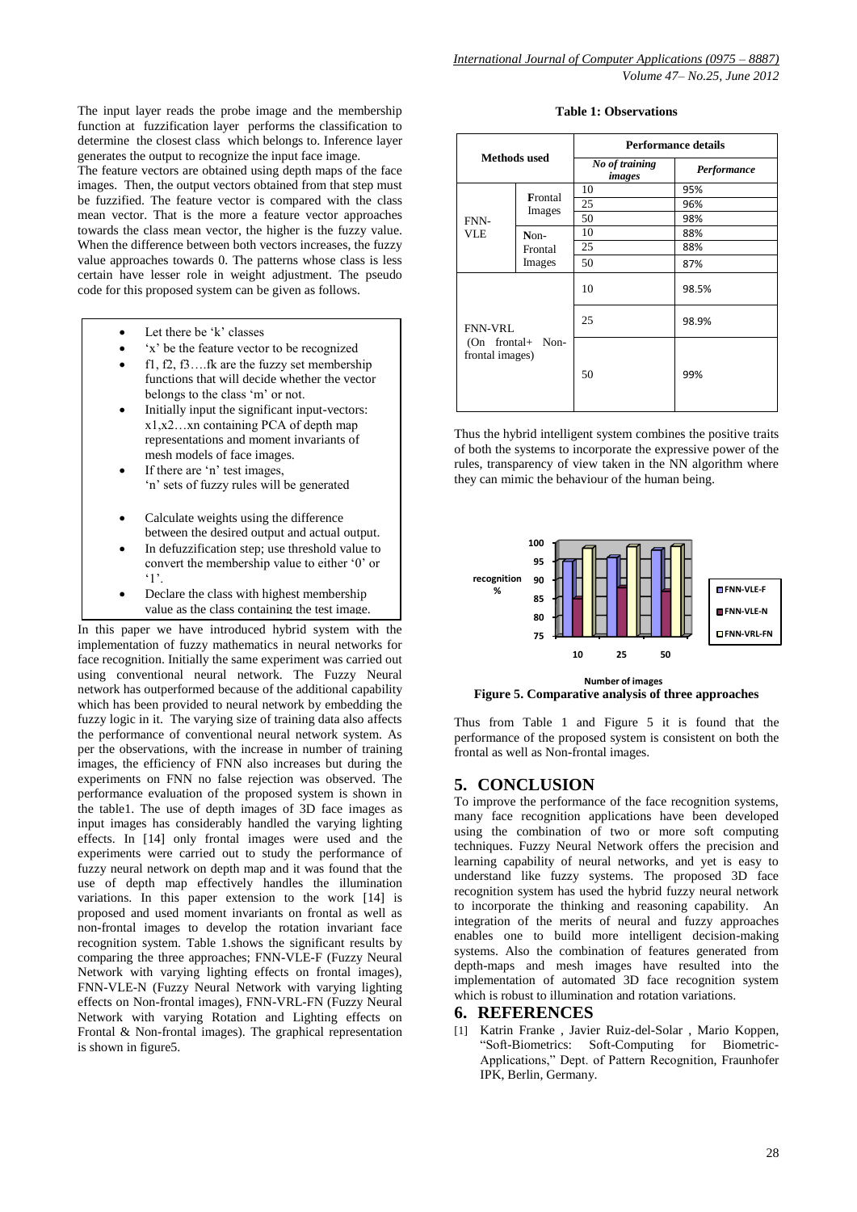The input layer reads the probe image and the membership function at fuzzification layer performs the classification to determine the closest class which belongs to. Inference layer generates the output to recognize the input face image.

The feature vectors are obtained using depth maps of the face images. Then, the output vectors obtained from that step must be fuzzified. The feature vector is compared with the class mean vector. That is the more a feature vector approaches towards the class mean vector, the higher is the fuzzy value. When the difference between both vectors increases, the fuzzy value approaches towards 0. The patterns whose class is less certain have lesser role in weight adjustment. The pseudo code for this proposed system can be given as follows.

- Let there be 'k' classes
- 'x' be the feature vector to be recognized
- f1, f2, f3….fk are the fuzzy set membership functions that will decide whether the vector belongs to the class 'm' or not.
- Initially input the significant input-vectors: x1,x2…xn containing PCA of depth map representations and moment invariants of mesh models of face images.
- If there are 'n' test images, 'n' sets of fuzzy rules will be generated
- Calculate weights using the difference between the desired output and actual output.
- In defuzzification step; use threshold value to convert the membership value to either '0' or '1'.
- Declare the class with highest membership value as the class containing the test image.

In this paper we have introduced hybrid system with the implementation of fuzzy mathematics in neural networks for face recognition. Initially the same experiment was carried out using conventional neural network. The Fuzzy Neural network has outperformed because of the additional capability which has been provided to neural network by embedding the fuzzy logic in it. The varying size of training data also affects the performance of conventional neural network system. As per the observations, with the increase in number of training images, the efficiency of FNN also increases but during the experiments on FNN no false rejection was observed. The performance evaluation of the proposed system is shown in the table1. The use of depth images of 3D face images as input images has considerably handled the varying lighting effects. In [14] only frontal images were used and the experiments were carried out to study the performance of fuzzy neural network on depth map and it was found that the use of depth map effectively handles the illumination variations. In this paper extension to the work [14] is proposed and used moment invariants on frontal as well as non-frontal images to develop the rotation invariant face recognition system. Table 1.shows the significant results by comparing the three approaches; FNN-VLE-F (Fuzzy Neural Network with varying lighting effects on frontal images), FNN-VLE-N (Fuzzy Neural Network with varying lighting effects on Non-frontal images), FNN-VRL-FN (Fuzzy Neural Network with varying Rotation and Lighting effects on Frontal & Non-frontal images). The graphical representation is shown in figure5.

**Table 1: Observations**

| Methods used | | Performance details | |
|---|---|---|---|
| | | *No of training images* | *Performance* |
| FNN-VLE | Frontal Images | 10 | 95% |
| | | 25 | 96% |
| | | 50 | 98% |
| | Non-Frontal Images | 10 | 88% |
| | | 25 | 88% |
| | | 50 | 87% |
| FNN-VRL (On frontal+ Non-frontal images) | | 10 | 98.5% |
| | | 25 | 98.9% |
| | | 50 | 99% |

Thus the hybrid intelligent system combines the positive traits of both the systems to incorporate the expressive power of the rules, transparency of view taken in the NN algorithm where they can mimic the behaviour of the human being.

**Figure 5. Comparative analysis of three approaches**

Thus from Table 1 and Figure 5 it is found that the performance of the proposed system is consistent on both the frontal as well as Non-frontal images.

## 5. CONCLUSION

To improve the performance of the face recognition systems, many face recognition applications have been developed using the combination of two or more soft computing techniques. Fuzzy Neural Network offers the precision and learning capability of neural networks, and yet is easy to understand like fuzzy systems. The proposed 3D face recognition system has used the hybrid fuzzy neural network to incorporate the thinking and reasoning capability. An integration of the merits of neural and fuzzy approaches enables one to build more intelligent decision-making systems. Also the combination of features generated from depth-maps and mesh images have resulted into the implementation of automated 3D face recognition system which is robust to illumination and rotation variations.

## 6. REFERENCES

[1] Katrin Franke , Javier Ruiz-del-Solar , Mario Koppen, "Soft-Biometrics: Soft-Computing for Biometric-Applications," Dept. of Pattern Recognition, Fraunhofer IPK, Berlin, Germany.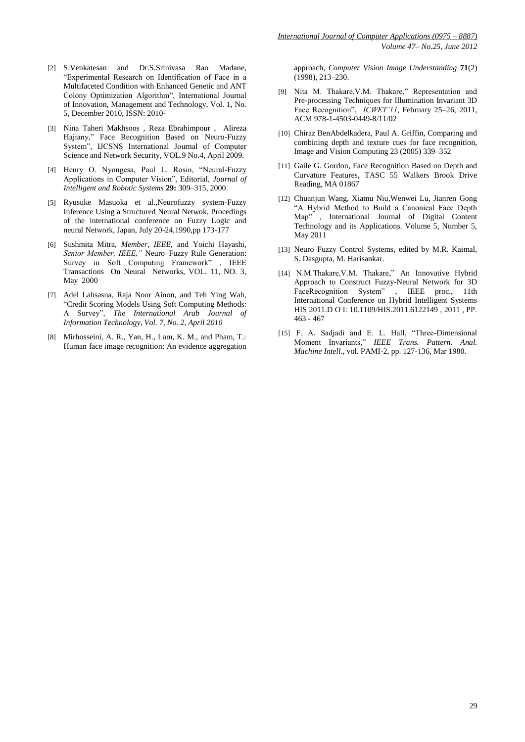[2] S.Venkatesan and Dr.S.Srinivasa Rao Madane, "Experimental Research on Identification of Face in a Multifaceted Condition with Enhanced Genetic and ANT Colony Optimization Algorithm", International Journal of Innovation, Management and Technology, Vol. 1, No. 5, December 2010, ISSN: 2010-

[3] Nina Taheri Makhsoos , Reza Ebrahimpour , Alireza Hajiany," Face Recognition Based on Neuro-Fuzzy System", IJCSNS International Journal of Computer Science and Network Security, VOL.9 No.4, April 2009.

[4] Henry O. Nyongesa, Paul L. Rosin, "Neural-Fuzzy Applications in Computer Vision", Editorial, *Journal of Intelligent and Robotic Systems* **29:** 309–315, 2000.

[5] Ryusuke Masuoka et al.,Neurofuzzy system-Fuzzy Inference Using a Structured Neural Netwok, Procedings of the international conference on Fuzzy Logic and neural Network, Japan, July 20-24,1990,pp 173-177

[6] Sushmita Mitra, *Member, IEEE,* and Yoichi Hayashi, *Senior Member, IEEE,"* Neuro–Fuzzy Rule Generation: Survey in Soft Computing Framework" , IEEE Transactions On Neural Networks, VOL. 11, NO. 3, May 2000

[7] Adel Lahsasna, Raja Noor Ainon, and Teh Ying Wah, "Credit Scoring Models Using Soft Computing Methods: A Survey", *The International Arab Journal of Information Technology, Vol. 7, No. 2, April 2010*

[8] Mirhosseini, A. R., Yan, H., Lam, K. M., and Pham, T.: Human face image recognition: An evidence aggregation approach, *Computer Vision Image Understanding* **71**(2) (1998), 213–230.

[9] Nita M. Thakare,V.M. Thakare," Representation and Pre-processing Techniques for Illumination Invariant 3D Face Recognition", *ICWET'11*, February 25–26, 2011, ACM 978-1-4503-0449-8/11/02

[10] Chiraz BenAbdelkadera, Paul A. Griffin, Comparing and combining depth and texture cues for face recognition, Image and Vision Computing 23 (2005) 339–352

[11] Gaile G. Gordon, Face Recognition Based on Depth and Curvature Features, TASC 55 Walkers Brook Drive Reading, MA 01867

[12] Chuanjun Wang, Xiamu Niu,Wenwei Lu, Jianren Gong "A Hybrid Method to Build a Canonical Face Depth Map" , International Journal of Digital Content Technology and its Applications. Volume 5, Number 5, May 2011

[13] Neuro Fuzzy Control Systems, edited by M.R. Kaimal, S. Dasgupta, M. Harisankar.

[14] N.M.Thakare,V.M. Thakare," An Innovative Hybrid Approach to Construct Fuzzy-Neural Network for 3D FaceRecognition System" , IEEE proc., 11th International Conference on Hybrid Intelligent Systems HIS 2011.D O I: 10.1109/HIS.2011.6122149 , 2011 , PP. 463 - 467

[15] F. A. Sadjadi and E. L. Hall, "Three-Dimensional Moment Invariants," *IEEE Trans. Pattern. Anal. Machine Intell.*, vol. PAMI-2, pp. 127-136, Mar 1980.